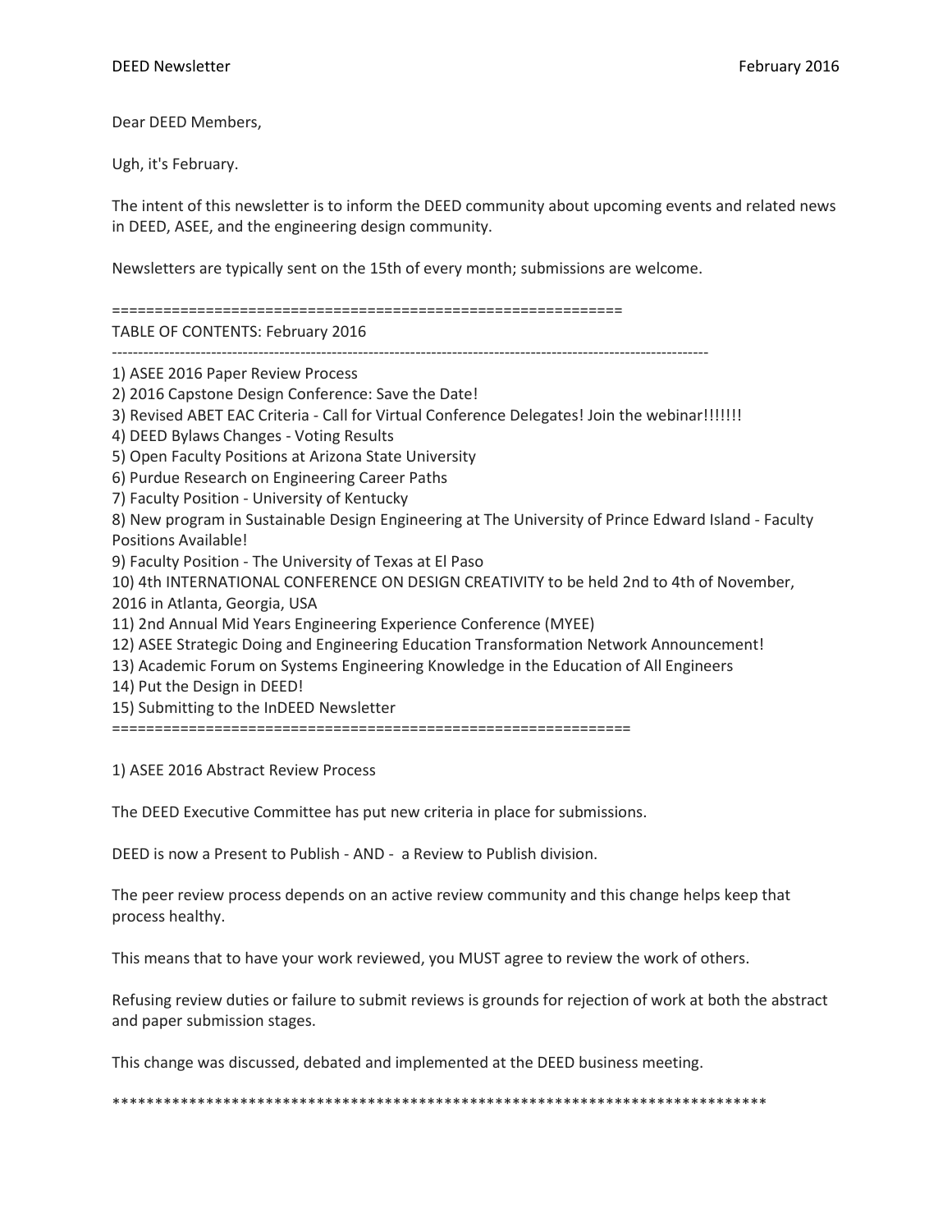DEED Newsletter February 2016

Dear DEED Members,

Ugh, it's February.

The intent of this newsletter is to inform the DEED community about upcoming events and related news in DEED, ASEE, and the engineering design community.

Newsletters are typically sent on the 15th of every month; submissions are welcome.

=============================================================

TABLE OF CONTENTS: February 2016

--------------------------------------------------------------------------------------------------------------------

1) ASEE 2016 Paper Review Process
2) 2016 Capstone Design Conference: Save the Date!
3) Revised ABET EAC Criteria - Call for Virtual Conference Delegates! Join the webinar!!!!!!!
4) DEED Bylaws Changes - Voting Results
5) Open Faculty Positions at Arizona State University
6) Purdue Research on Engineering Career Paths
7) Faculty Position - University of Kentucky
8) New program in Sustainable Design Engineering at The University of Prince Edward Island - Faculty Positions Available!
9) Faculty Position - The University of Texas at El Paso
10) 4th INTERNATIONAL CONFERENCE ON DESIGN CREATIVITY to be held 2nd to 4th of November, 2016 in Atlanta, Georgia, USA
11) 2nd Annual Mid Years Engineering Experience Conference (MYEE)
12) ASEE Strategic Doing and Engineering Education Transformation Network Announcement!
13) Academic Forum on Systems Engineering Knowledge in the Education of All Engineers
14) Put the Design in DEED!
15) Submitting to the InDEED Newsletter

=============================================================

1) ASEE 2016 Abstract Review Process

The DEED Executive Committee has put new criteria in place for submissions.

DEED is now a Present to Publish - AND - a Review to Publish division.

The peer review process depends on an active review community and this change helps keep that process healthy.

This means that to have your work reviewed, you MUST agree to review the work of others.

Refusing review duties or failure to submit reviews is grounds for rejection of work at both the abstract and paper submission stages.

This change was discussed, debated and implemented at the DEED business meeting.

*******************************************************************************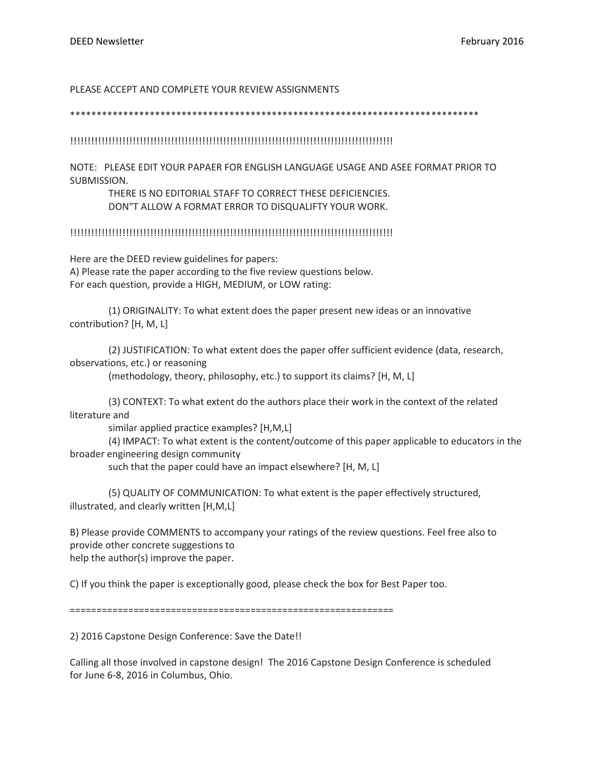PLEASE ACCEPT AND COMPLETE YOUR REVIEW ASSIGNMENTS

*******************************************************************************

!!!!!!!!!!!!!!!!!!!!!!!!!!!!!!!!!!!!!!!!!!!!!!!!!!!!!!!!!!!!!!!!!!!!!!!!!!!!!!!!!!!!!!!!!!!!!

NOTE: PLEASE EDIT YOUR PAPAER FOR ENGLISH LANGUAGE USAGE AND ASEE FORMAT PRIOR TO SUBMISSION.

THERE IS NO EDITORIAL STAFF TO CORRECT THESE DEFICIENCIES.

DON"T ALLOW A FORMAT ERROR TO DISQUALIFTY YOUR WORK.

!!!!!!!!!!!!!!!!!!!!!!!!!!!!!!!!!!!!!!!!!!!!!!!!!!!!!!!!!!!!!!!!!!!!!!!!!!!!!!!!!!!!!!!!!!!!!

Here are the DEED review guidelines for papers:

A) Please rate the paper according to the five review questions below.
For each question, provide a HIGH, MEDIUM, or LOW rating:

(1) ORIGINALITY: To what extent does the paper present new ideas or an innovative contribution? [H, M, L]

(2) JUSTIFICATION: To what extent does the paper offer sufficient evidence (data, research, observations, etc.) or reasoning
(methodology, theory, philosophy, etc.) to support its claims? [H, M, L]

(3) CONTEXT: To what extent do the authors place their work in the context of the related literature and
similar applied practice examples? [H,M,L]

(4) IMPACT: To what extent is the content/outcome of this paper applicable to educators in the broader engineering design community
such that the paper could have an impact elsewhere? [H, M, L]

(5) QUALITY OF COMMUNICATION: To what extent is the paper effectively structured, illustrated, and clearly written [H,M,L]

B) Please provide COMMENTS to accompany your ratings of the review questions. Feel free also to provide other concrete suggestions to
help the author(s) improve the paper.

C) If you think the paper is exceptionally good, please check the box for Best Paper too.

==============================================================

2) 2016 Capstone Design Conference: Save the Date!!

Calling all those involved in capstone design! The 2016 Capstone Design Conference is scheduled for June 6-8, 2016 in Columbus, Ohio.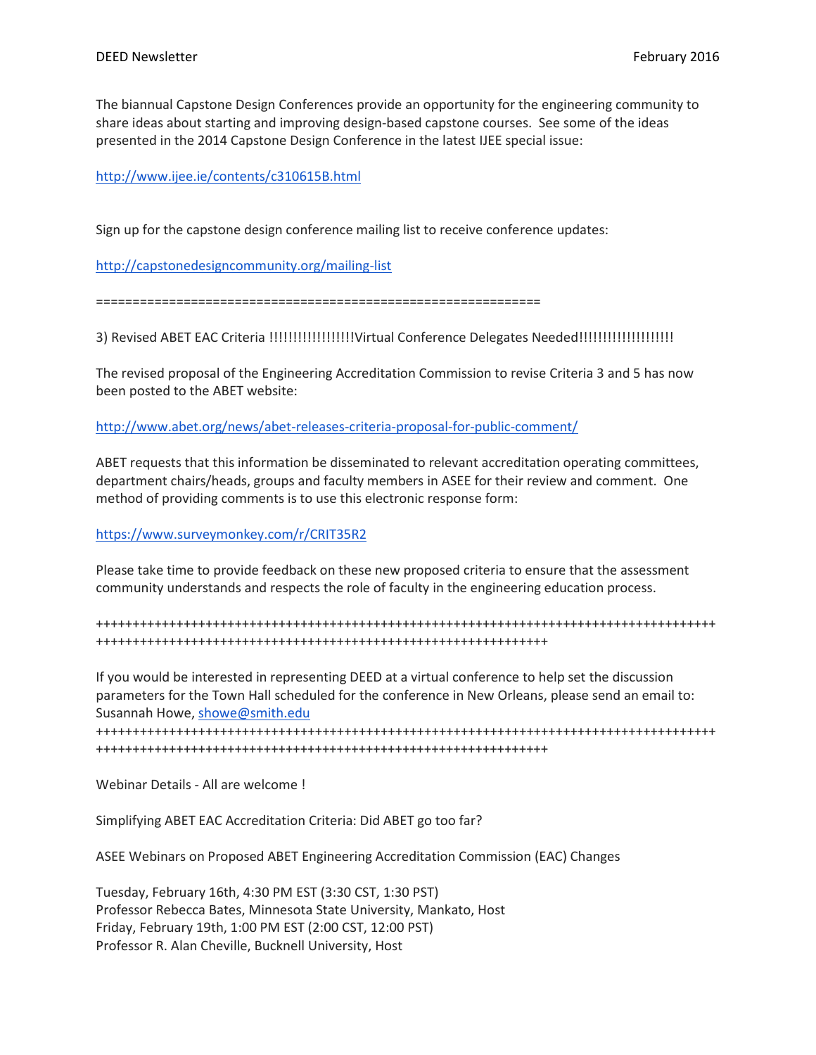The biannual Capstone Design Conferences provide an opportunity for the engineering community to share ideas about starting and improving design-based capstone courses. See some of the ideas presented in the 2014 Capstone Design Conference in the latest IJEE special issue:

http://www.ijee.ie/contents/c310615B.html

Sign up for the capstone design conference mailing list to receive conference updates:

http://capstonedesigncommunity.org/mailing-list

============================================================

3) Revised ABET EAC Criteria !!!!!!!!!!!!!!!!!!Virtual Conference Delegates Needed!!!!!!!!!!!!!!!!!!!!

The revised proposal of the Engineering Accreditation Commission to revise Criteria 3 and 5 has now been posted to the ABET website:

http://www.abet.org/news/abet-releases-criteria-proposal-for-public-comment/

ABET requests that this information be disseminated to relevant accreditation operating committees, department chairs/heads, groups and faculty members in ASEE for their review and comment. One method of providing comments is to use this electronic response form:

https://www.surveymonkey.com/r/CRIT35R2

Please take time to provide feedback on these new proposed criteria to ensure that the assessment community understands and respects the role of faculty in the engineering education process.

++++++++++++++++++++++++++++++++++++++++++++++++++++++++++++++++++++++++++++++++++++++++++++++++++++++++++++++++++++++++++++++++++++++++++++++++++++++++

If you would be interested in representing DEED at a virtual conference to help set the discussion parameters for the Town Hall scheduled for the conference in New Orleans, please send an email to: Susannah Howe, showe@smith.edu

++++++++++++++++++++++++++++++++++++++++++++++++++++++++++++++++++++++++++++++++++++++++++++++++++++++++++++++++++++++++++++++++++++++++++++++++++++++++

Webinar Details - All are welcome !

Simplifying ABET EAC Accreditation Criteria: Did ABET go too far?

ASEE Webinars on Proposed ABET Engineering Accreditation Commission (EAC) Changes

Tuesday, February 16th, 4:30 PM EST (3:30 CST, 1:30 PST)
Professor Rebecca Bates, Minnesota State University, Mankato, Host
Friday, February 19th, 1:00 PM EST (2:00 CST, 12:00 PST)
Professor R. Alan Cheville, Bucknell University, Host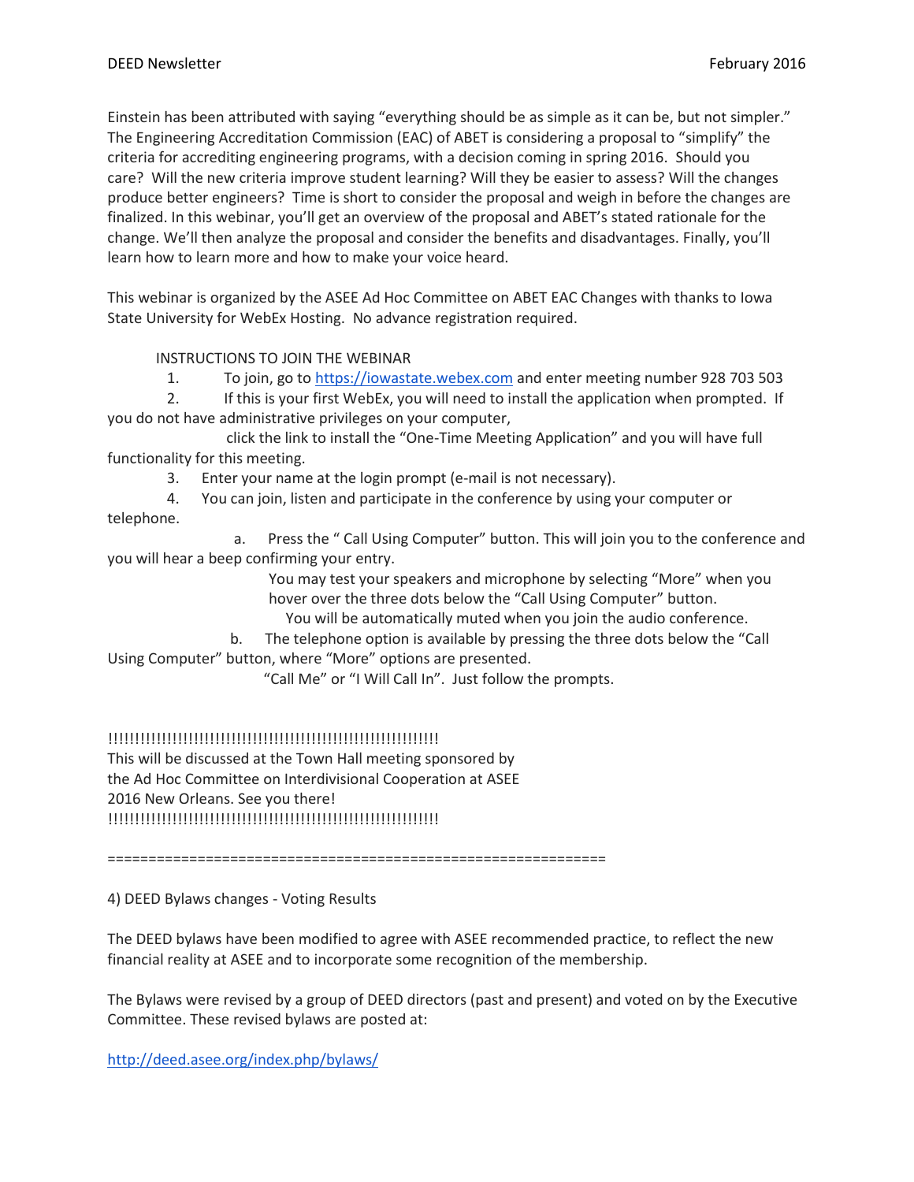Einstein has been attributed with saying "everything should be as simple as it can be, but not simpler." The Engineering Accreditation Commission (EAC) of ABET is considering a proposal to "simplify" the criteria for accrediting engineering programs, with a decision coming in spring 2016. Should you care? Will the new criteria improve student learning? Will they be easier to assess? Will the changes produce better engineers? Time is short to consider the proposal and weigh in before the changes are finalized. In this webinar, you'll get an overview of the proposal and ABET's stated rationale for the change. We'll then analyze the proposal and consider the benefits and disadvantages. Finally, you'll learn how to learn more and how to make your voice heard.

This webinar is organized by the ASEE Ad Hoc Committee on ABET EAC Changes with thanks to Iowa State University for WebEx Hosting. No advance registration required.

INSTRUCTIONS TO JOIN THE WEBINAR

1. To join, go to [https://iowastate.webex.com](https://iowastate.webex.com) and enter meeting number 928 703 503
2. If this is your first WebEx, you will need to install the application when prompted. If you do not have administrative privileges on your computer, click the link to install the "One-Time Meeting Application" and you will have full functionality for this meeting.
3. Enter your name at the login prompt (e-mail is not necessary).
4. You can join, listen and participate in the conference by using your computer or telephone.
   a. Press the " Call Using Computer" button. This will join you to the conference and you will hear a beep confirming your entry.
      You may test your speakers and microphone by selecting "More" when you hover over the three dots below the "Call Using Computer" button.
      You will be automatically muted when you join the audio conference.
   b. The telephone option is available by pressing the three dots below the "Call Using Computer" button, where "More" options are presented.
      "Call Me" or "I Will Call In". Just follow the prompts.

!!!!!!!!!!!!!!!!!!!!!!!!!!!!!!!!!!!!!!!!!!!!!!!!!!!!!!!!!!!!!!!!!
This will be discussed at the Town Hall meeting sponsored by the Ad Hoc Committee on Interdivisional Cooperation at ASEE 2016 New Orleans. See you there!
!!!!!!!!!!!!!!!!!!!!!!!!!!!!!!!!!!!!!!!!!!!!!!!!!!!!!!!!!!!!!!!!!

==============================================================

4) DEED Bylaws changes - Voting Results

The DEED bylaws have been modified to agree with ASEE recommended practice, to reflect the new financial reality at ASEE and to incorporate some recognition of the membership.

The Bylaws were revised by a group of DEED directors (past and present) and voted on by the Executive Committee. These revised bylaws are posted at:

[http://deed.asee.org/index.php/bylaws/](http://deed.asee.org/index.php/bylaws/)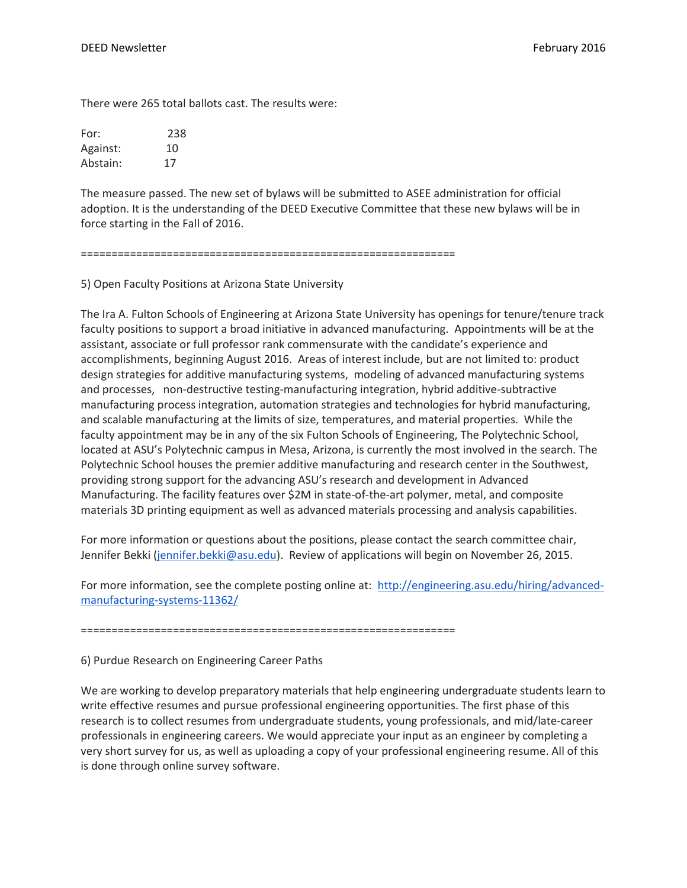There were 265 total ballots cast. The results were:

| | |
|---|---|
| For: | 238 |
| Against: | 10 |
| Abstain: | 17 |

The measure passed. The new set of bylaws will be submitted to ASEE administration for official adoption. It is the understanding of the DEED Executive Committee that these new bylaws will be in force starting in the Fall of 2016.

============================================================

5) Open Faculty Positions at Arizona State University

The Ira A. Fulton Schools of Engineering at Arizona State University has openings for tenure/tenure track faculty positions to support a broad initiative in advanced manufacturing. Appointments will be at the assistant, associate or full professor rank commensurate with the candidate's experience and accomplishments, beginning August 2016. Areas of interest include, but are not limited to: product design strategies for additive manufacturing systems, modeling of advanced manufacturing systems and processes, non-destructive testing-manufacturing integration, hybrid additive-subtractive manufacturing process integration, automation strategies and technologies for hybrid manufacturing, and scalable manufacturing at the limits of size, temperatures, and material properties. While the faculty appointment may be in any of the six Fulton Schools of Engineering, The Polytechnic School, located at ASU's Polytechnic campus in Mesa, Arizona, is currently the most involved in the search. The Polytechnic School houses the premier additive manufacturing and research center in the Southwest, providing strong support for the advancing ASU's research and development in Advanced Manufacturing. The facility features over $2M in state-of-the-art polymer, metal, and composite materials 3D printing equipment as well as advanced materials processing and analysis capabilities.

For more information or questions about the positions, please contact the search committee chair, Jennifer Bekki (jennifer.bekki@asu.edu). Review of applications will begin on November 26, 2015.

For more information, see the complete posting online at: http://engineering.asu.edu/hiring/advanced-manufacturing-systems-11362/

============================================================

6) Purdue Research on Engineering Career Paths

We are working to develop preparatory materials that help engineering undergraduate students learn to write effective resumes and pursue professional engineering opportunities. The first phase of this research is to collect resumes from undergraduate students, young professionals, and mid/late-career professionals in engineering careers. We would appreciate your input as an engineer by completing a very short survey for us, as well as uploading a copy of your professional engineering resume. All of this is done through online survey software.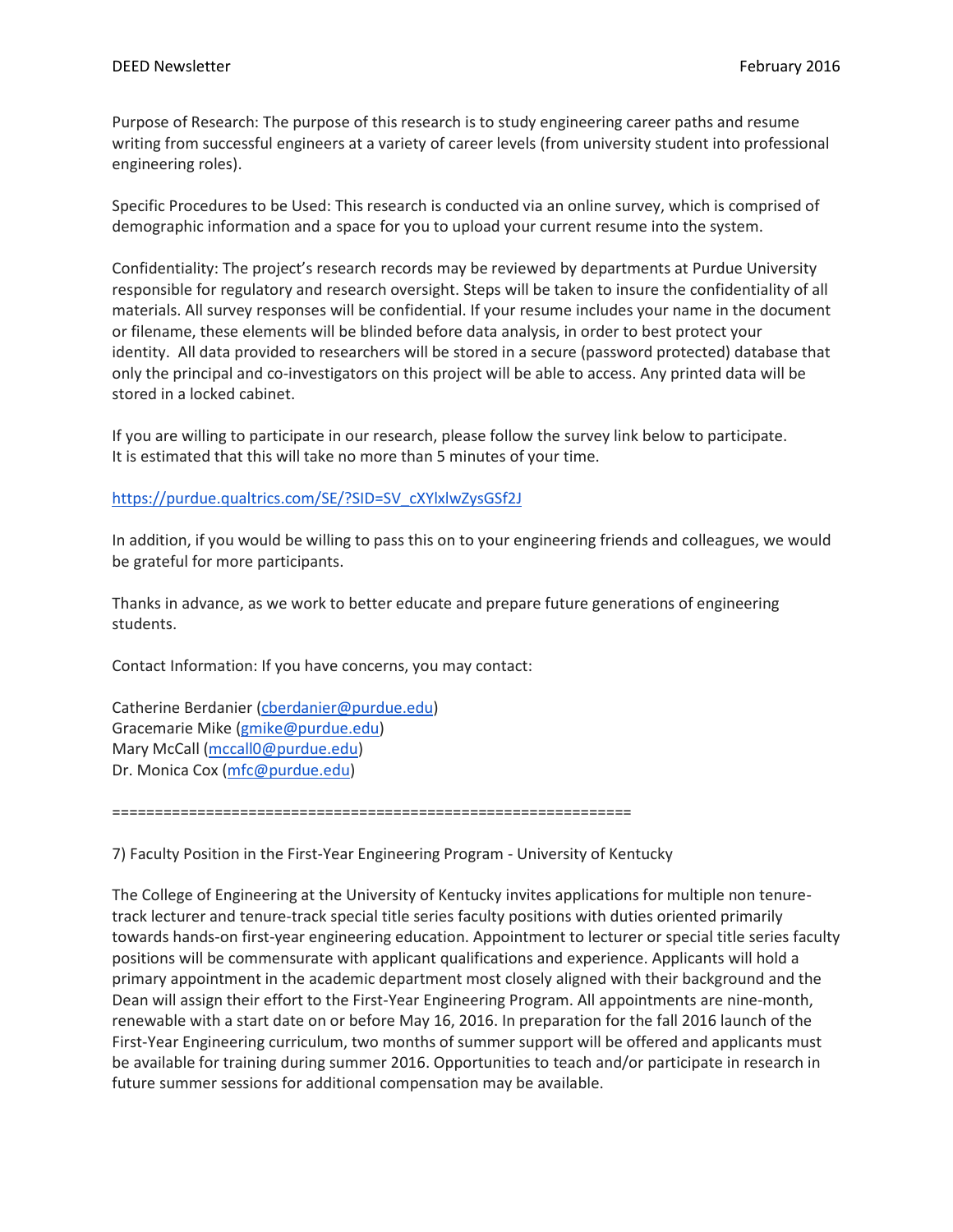Purpose of Research: The purpose of this research is to study engineering career paths and resume writing from successful engineers at a variety of career levels (from university student into professional engineering roles).

Specific Procedures to be Used: This research is conducted via an online survey, which is comprised of demographic information and a space for you to upload your current resume into the system.

Confidentiality: The project's research records may be reviewed by departments at Purdue University responsible for regulatory and research oversight. Steps will be taken to insure the confidentiality of all materials. All survey responses will be confidential. If your resume includes your name in the document or filename, these elements will be blinded before data analysis, in order to best protect your identity. All data provided to researchers will be stored in a secure (password protected) database that only the principal and co-investigators on this project will be able to access. Any printed data will be stored in a locked cabinet.

If you are willing to participate in our research, please follow the survey link below to participate.
It is estimated that this will take no more than 5 minutes of your time.

https://purdue.qualtrics.com/SE/?SID=SV_cXYlxlwZysGSf2J

In addition, if you would be willing to pass this on to your engineering friends and colleagues, we would be grateful for more participants.

Thanks in advance, as we work to better educate and prepare future generations of engineering students.

Contact Information: If you have concerns, you may contact:

Catherine Berdanier (cberdanier@purdue.edu)
Gracemarie Mike (gmike@purdue.edu)
Mary McCall (mccall0@purdue.edu)
Dr. Monica Cox (mfc@purdue.edu)

============================================================

7) Faculty Position in the First-Year Engineering Program - University of Kentucky

The College of Engineering at the University of Kentucky invites applications for multiple non tenure-track lecturer and tenure-track special title series faculty positions with duties oriented primarily towards hands-on first-year engineering education. Appointment to lecturer or special title series faculty positions will be commensurate with applicant qualifications and experience. Applicants will hold a primary appointment in the academic department most closely aligned with their background and the Dean will assign their effort to the First-Year Engineering Program. All appointments are nine-month, renewable with a start date on or before May 16, 2016. In preparation for the fall 2016 launch of the First-Year Engineering curriculum, two months of summer support will be offered and applicants must be available for training during summer 2016. Opportunities to teach and/or participate in research in future summer sessions for additional compensation may be available.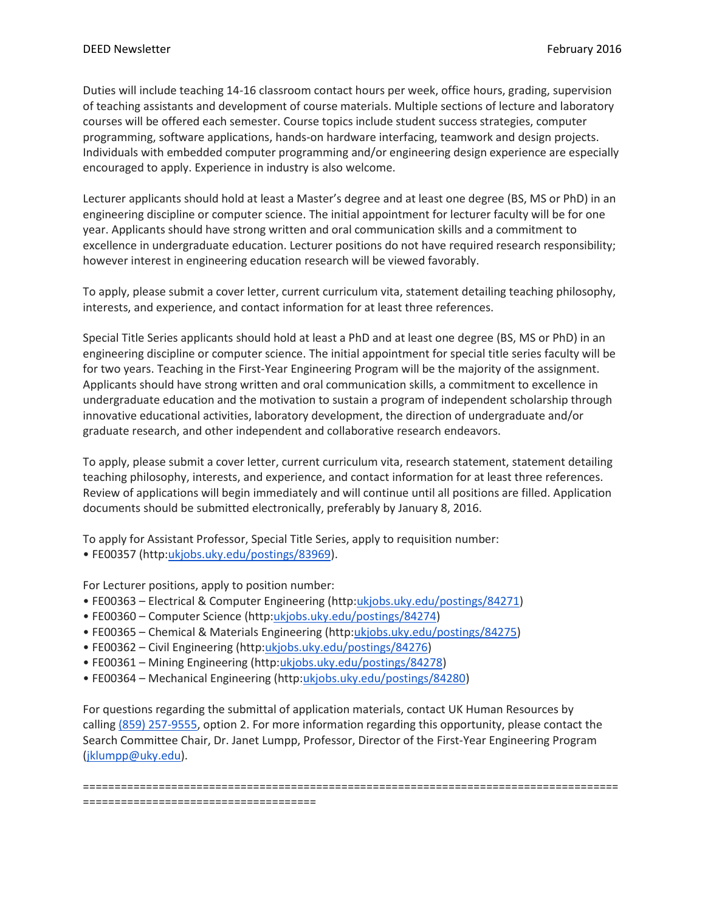Duties will include teaching 14-16 classroom contact hours per week, office hours, grading, supervision of teaching assistants and development of course materials. Multiple sections of lecture and laboratory courses will be offered each semester. Course topics include student success strategies, computer programming, software applications, hands-on hardware interfacing, teamwork and design projects. Individuals with embedded computer programming and/or engineering design experience are especially encouraged to apply. Experience in industry is also welcome.

Lecturer applicants should hold at least a Master's degree and at least one degree (BS, MS or PhD) in an engineering discipline or computer science. The initial appointment for lecturer faculty will be for one year. Applicants should have strong written and oral communication skills and a commitment to excellence in undergraduate education. Lecturer positions do not have required research responsibility; however interest in engineering education research will be viewed favorably.

To apply, please submit a cover letter, current curriculum vita, statement detailing teaching philosophy, interests, and experience, and contact information for at least three references.

Special Title Series applicants should hold at least a PhD and at least one degree (BS, MS or PhD) in an engineering discipline or computer science. The initial appointment for special title series faculty will be for two years. Teaching in the First-Year Engineering Program will be the majority of the assignment. Applicants should have strong written and oral communication skills, a commitment to excellence in undergraduate education and the motivation to sustain a program of independent scholarship through innovative educational activities, laboratory development, the direction of undergraduate and/or graduate research, and other independent and collaborative research endeavors.

To apply, please submit a cover letter, current curriculum vita, research statement, statement detailing teaching philosophy, interests, and experience, and contact information for at least three references. Review of applications will begin immediately and will continue until all positions are filled. Application documents should be submitted electronically, preferably by January 8, 2016.

To apply for Assistant Professor, Special Title Series, apply to requisition number:
• FE00357 (http:ukjobs.uky.edu/postings/83969).

For Lecturer positions, apply to position number:
• FE00363 – Electrical & Computer Engineering (http:ukjobs.uky.edu/postings/84271)
• FE00360 – Computer Science (http:ukjobs.uky.edu/postings/84274)
• FE00365 – Chemical & Materials Engineering (http:ukjobs.uky.edu/postings/84275)
• FE00362 – Civil Engineering (http:ukjobs.uky.edu/postings/84276)
• FE00361 – Mining Engineering (http:ukjobs.uky.edu/postings/84278)
• FE00364 – Mechanical Engineering (http:ukjobs.uky.edu/postings/84280)

For questions regarding the submittal of application materials, contact UK Human Resources by calling (859) 257-9555, option 2. For more information regarding this opportunity, please contact the Search Committee Chair, Dr. Janet Lumpp, Professor, Director of the First-Year Engineering Program (jklumpp@uky.edu).

=====================================================================================================================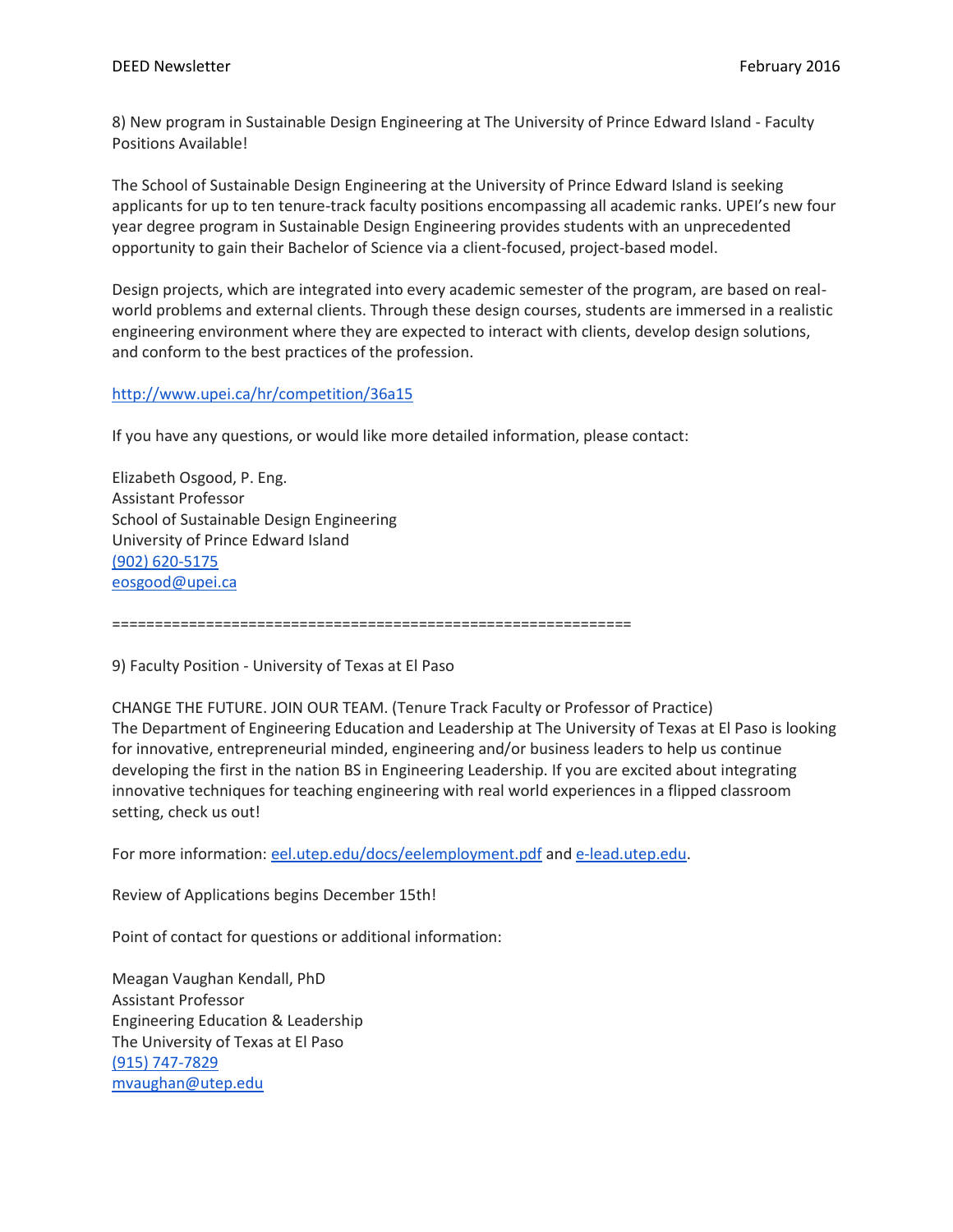8) New program in Sustainable Design Engineering at The University of Prince Edward Island - Faculty Positions Available!

The School of Sustainable Design Engineering at the University of Prince Edward Island is seeking applicants for up to ten tenure-track faculty positions encompassing all academic ranks. UPEI's new four year degree program in Sustainable Design Engineering provides students with an unprecedented opportunity to gain their Bachelor of Science via a client-focused, project-based model.

Design projects, which are integrated into every academic semester of the program, are based on real-world problems and external clients. Through these design courses, students are immersed in a realistic engineering environment where they are expected to interact with clients, develop design solutions, and conform to the best practices of the profession.

http://www.upei.ca/hr/competition/36a15

If you have any questions, or would like more detailed information, please contact:

Elizabeth Osgood, P. Eng.  
Assistant Professor  
School of Sustainable Design Engineering  
University of Prince Edward Island  
(902) 620-5175  
eosgood@upei.ca

============================================================

9) Faculty Position - University of Texas at El Paso

CHANGE THE FUTURE. JOIN OUR TEAM. (Tenure Track Faculty or Professor of Practice)  
The Department of Engineering Education and Leadership at The University of Texas at El Paso is looking for innovative, entrepreneurial minded, engineering and/or business leaders to help us continue developing the first in the nation BS in Engineering Leadership. If you are excited about integrating innovative techniques for teaching engineering with real world experiences in a flipped classroom setting, check us out!

For more information: eel.utep.edu/docs/eelemployment.pdf and e-lead.utep.edu.

Review of Applications begins December 15th!

Point of contact for questions or additional information:

Meagan Vaughan Kendall, PhD  
Assistant Professor  
Engineering Education & Leadership  
The University of Texas at El Paso  
(915) 747-7829  
mvaughan@utep.edu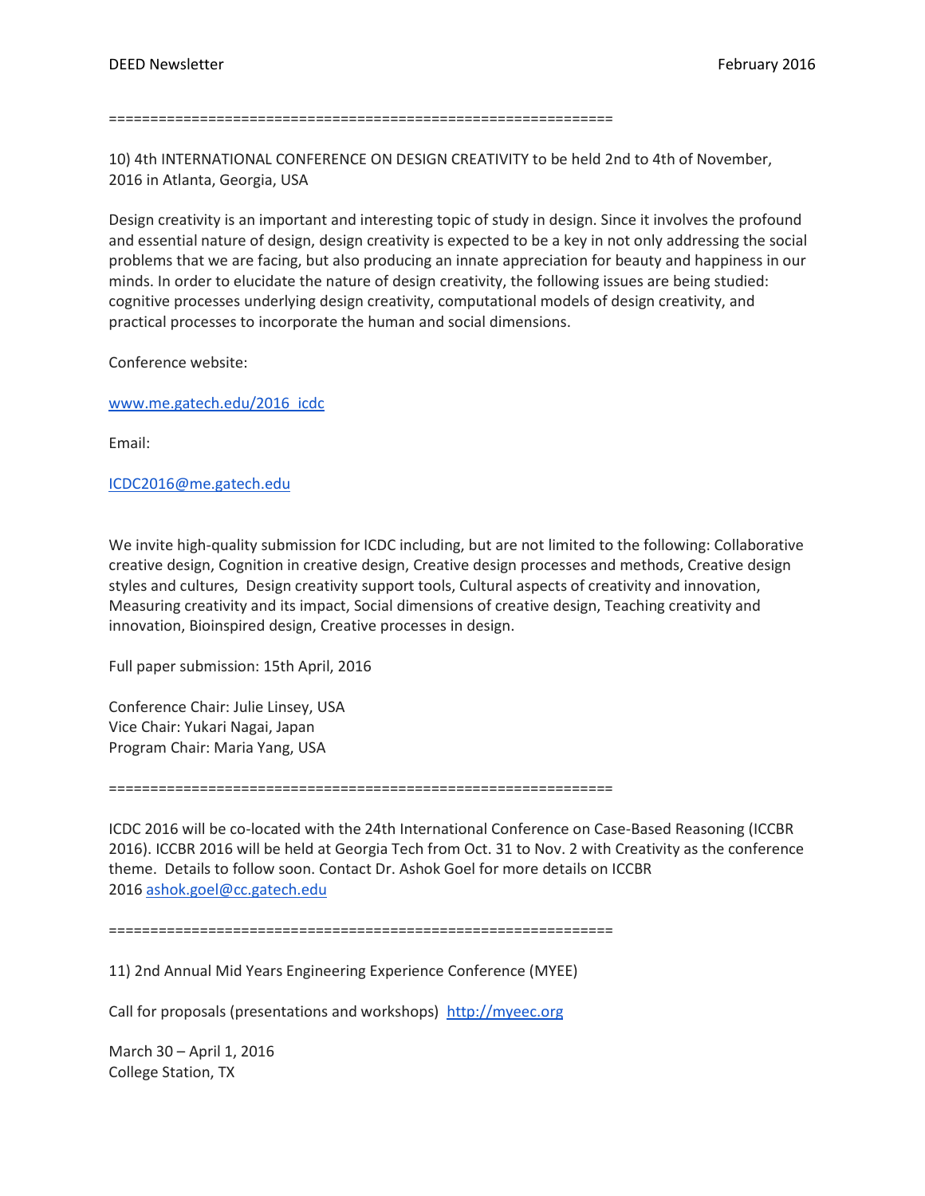============================================================

10) 4th INTERNATIONAL CONFERENCE ON DESIGN CREATIVITY to be held 2nd to 4th of November, 2016 in Atlanta, Georgia, USA

Design creativity is an important and interesting topic of study in design. Since it involves the profound and essential nature of design, design creativity is expected to be a key in not only addressing the social problems that we are facing, but also producing an innate appreciation for beauty and happiness in our minds. In order to elucidate the nature of design creativity, the following issues are being studied: cognitive processes underlying design creativity, computational models of design creativity, and practical processes to incorporate the human and social dimensions.

Conference website:

[www.me.gatech.edu/2016_icdc](www.me.gatech.edu/2016_icdc)

Email:

[ICDC2016@me.gatech.edu](mailto:ICDC2016@me.gatech.edu)

We invite high-quality submission for ICDC including, but are not limited to the following: Collaborative creative design, Cognition in creative design, Creative design processes and methods, Creative design styles and cultures, Design creativity support tools, Cultural aspects of creativity and innovation, Measuring creativity and its impact, Social dimensions of creative design, Teaching creativity and innovation, Bioinspired design, Creative processes in design.

Full paper submission: 15th April, 2016

Conference Chair: Julie Linsey, USA
Vice Chair: Yukari Nagai, Japan
Program Chair: Maria Yang, USA

============================================================

ICDC 2016 will be co-located with the 24th International Conference on Case-Based Reasoning (ICCBR 2016). ICCBR 2016 will be held at Georgia Tech from Oct. 31 to Nov. 2 with Creativity as the conference theme. Details to follow soon. Contact Dr. Ashok Goel for more details on ICCBR 2016 [ashok.goel@cc.gatech.edu](mailto:ashok.goel@cc.gatech.edu)

============================================================

11) 2nd Annual Mid Years Engineering Experience Conference (MYEE)

Call for proposals (presentations and workshops) [http://myeec.org](http://myeec.org)

March 30 – April 1, 2016
College Station, TX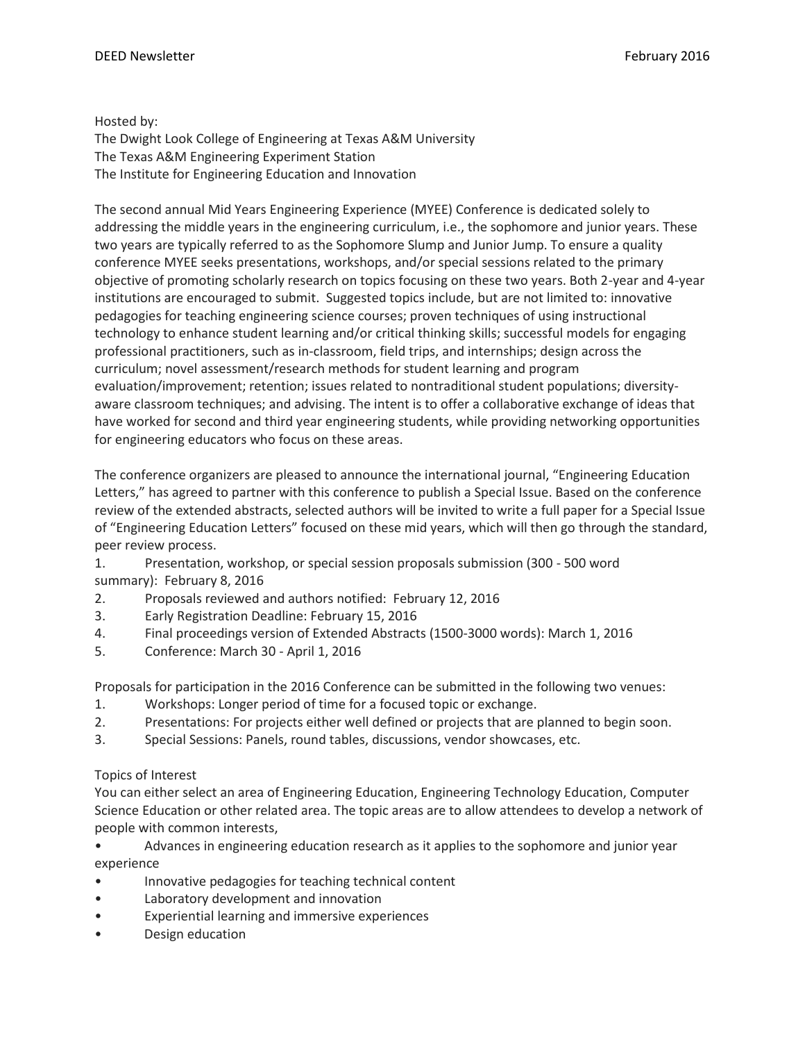Hosted by:
The Dwight Look College of Engineering at Texas A&M University
The Texas A&M Engineering Experiment Station
The Institute for Engineering Education and Innovation

The second annual Mid Years Engineering Experience (MYEE) Conference is dedicated solely to addressing the middle years in the engineering curriculum, i.e., the sophomore and junior years. These two years are typically referred to as the Sophomore Slump and Junior Jump. To ensure a quality conference MYEE seeks presentations, workshops, and/or special sessions related to the primary objective of promoting scholarly research on topics focusing on these two years. Both 2-year and 4-year institutions are encouraged to submit. Suggested topics include, but are not limited to: innovative pedagogies for teaching engineering science courses; proven techniques of using instructional technology to enhance student learning and/or critical thinking skills; successful models for engaging professional practitioners, such as in-classroom, field trips, and internships; design across the curriculum; novel assessment/research methods for student learning and program evaluation/improvement; retention; issues related to nontraditional student populations; diversity-aware classroom techniques; and advising. The intent is to offer a collaborative exchange of ideas that have worked for second and third year engineering students, while providing networking opportunities for engineering educators who focus on these areas.

The conference organizers are pleased to announce the international journal, "Engineering Education Letters," has agreed to partner with this conference to publish a Special Issue. Based on the conference review of the extended abstracts, selected authors will be invited to write a full paper for a Special Issue of "Engineering Education Letters" focused on these mid years, which will then go through the standard, peer review process.

1. Presentation, workshop, or special session proposals submission (300 - 500 word summary): February 8, 2016
2. Proposals reviewed and authors notified: February 12, 2016
3. Early Registration Deadline: February 15, 2016
4. Final proceedings version of Extended Abstracts (1500-3000 words): March 1, 2016
5. Conference: March 30 - April 1, 2016

Proposals for participation in the 2016 Conference can be submitted in the following two venues:

1. Workshops: Longer period of time for a focused topic or exchange.
2. Presentations: For projects either well defined or projects that are planned to begin soon.
3. Special Sessions: Panels, round tables, discussions, vendor showcases, etc.

Topics of Interest
You can either select an area of Engineering Education, Engineering Technology Education, Computer Science Education or other related area. The topic areas are to allow attendees to develop a network of people with common interests,

- Advances in engineering education research as it applies to the sophomore and junior year experience
- Innovative pedagogies for teaching technical content
- Laboratory development and innovation
- Experiential learning and immersive experiences
- Design education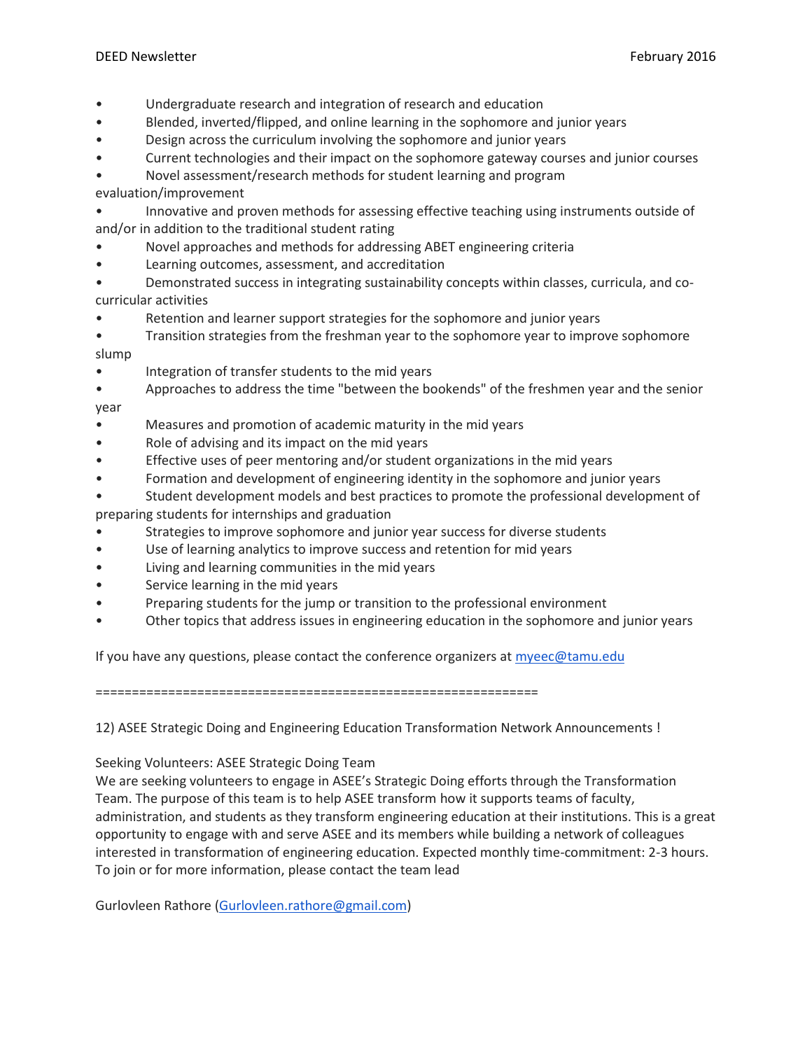- Undergraduate research and integration of research and education
- Blended, inverted/flipped, and online learning in the sophomore and junior years
- Design across the curriculum involving the sophomore and junior years
- Current technologies and their impact on the sophomore gateway courses and junior courses
- Novel assessment/research methods for student learning and program evaluation/improvement
- Innovative and proven methods for assessing effective teaching using instruments outside of and/or in addition to the traditional student rating
- Novel approaches and methods for addressing ABET engineering criteria
- Learning outcomes, assessment, and accreditation
- Demonstrated success in integrating sustainability concepts within classes, curricula, and co-curricular activities
- Retention and learner support strategies for the sophomore and junior years
- Transition strategies from the freshman year to the sophomore year to improve sophomore slump
- Integration of transfer students to the mid years
- Approaches to address the time "between the bookends" of the freshmen year and the senior year
- Measures and promotion of academic maturity in the mid years
- Role of advising and its impact on the mid years
- Effective uses of peer mentoring and/or student organizations in the mid years
- Formation and development of engineering identity in the sophomore and junior years
- Student development models and best practices to promote the professional development of preparing students for internships and graduation
- Strategies to improve sophomore and junior year success for diverse students
- Use of learning analytics to improve success and retention for mid years
- Living and learning communities in the mid years
- Service learning in the mid years
- Preparing students for the jump or transition to the professional environment
- Other topics that address issues in engineering education in the sophomore and junior years

If you have any questions, please contact the conference organizers at myeec@tamu.edu

============================================================

12) ASEE Strategic Doing and Engineering Education Transformation Network Announcements !

Seeking Volunteers: ASEE Strategic Doing Team
We are seeking volunteers to engage in ASEE's Strategic Doing efforts through the Transformation Team. The purpose of this team is to help ASEE transform how it supports teams of faculty, administration, and students as they transform engineering education at their institutions. This is a great opportunity to engage with and serve ASEE and its members while building a network of colleagues interested in transformation of engineering education. Expected monthly time-commitment: 2-3 hours. To join or for more information, please contact the team lead

Gurlovleen Rathore (Gurlovleen.rathore@gmail.com)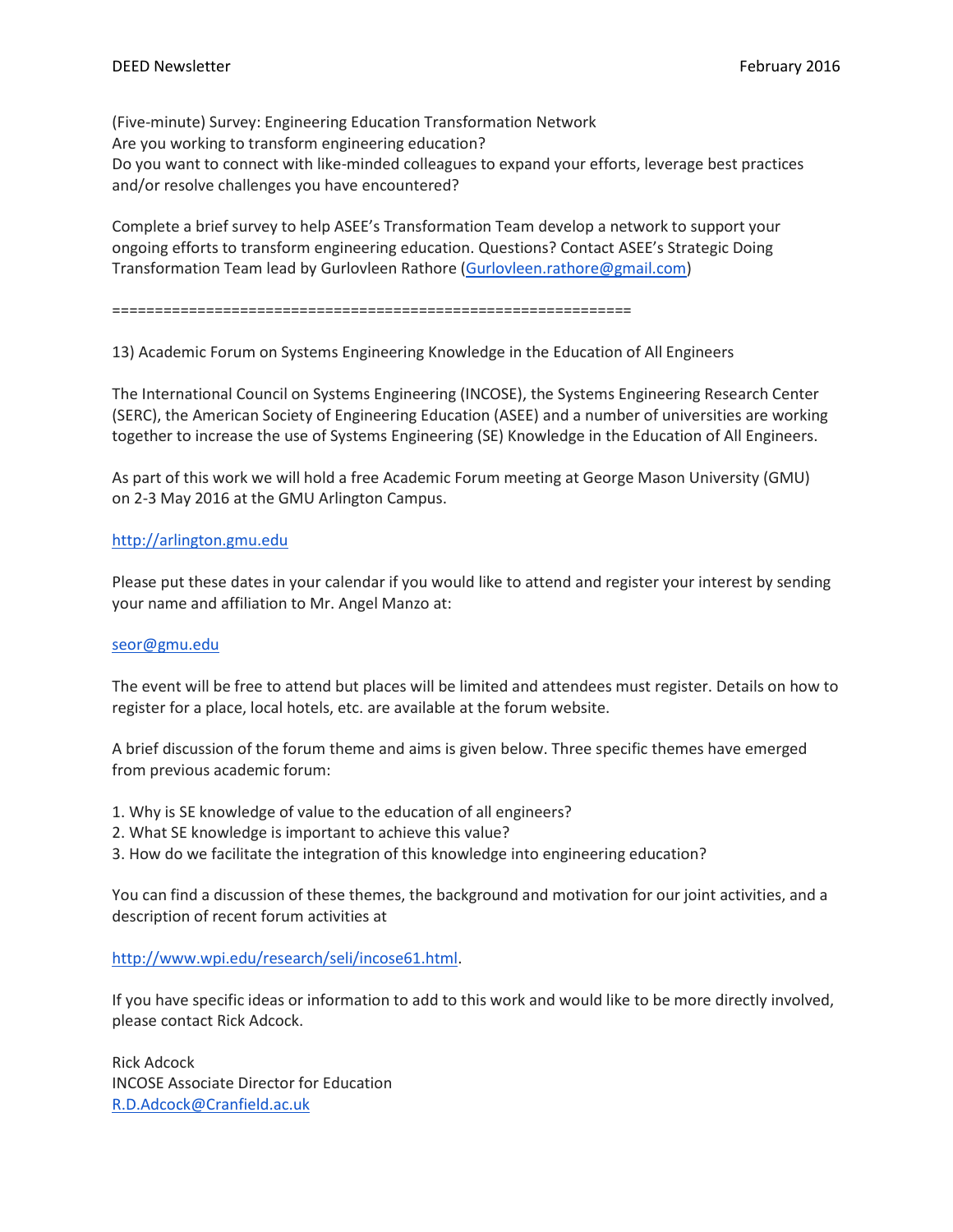(Five-minute) Survey: Engineering Education Transformation Network
Are you working to transform engineering education?
Do you want to connect with like-minded colleagues to expand your efforts, leverage best practices and/or resolve challenges you have encountered?

Complete a brief survey to help ASEE's Transformation Team develop a network to support your ongoing efforts to transform engineering education. Questions? Contact ASEE's Strategic Doing Transformation Team lead by Gurlovleen Rathore (Gurlovleen.rathore@gmail.com)

============================================================

13) Academic Forum on Systems Engineering Knowledge in the Education of All Engineers

The International Council on Systems Engineering (INCOSE), the Systems Engineering Research Center (SERC), the American Society of Engineering Education (ASEE) and a number of universities are working together to increase the use of Systems Engineering (SE) Knowledge in the Education of All Engineers.

As part of this work we will hold a free Academic Forum meeting at George Mason University (GMU) on 2-3 May 2016 at the GMU Arlington Campus.

http://arlington.gmu.edu

Please put these dates in your calendar if you would like to attend and register your interest by sending your name and affiliation to Mr. Angel Manzo at:

seor@gmu.edu

The event will be free to attend but places will be limited and attendees must register. Details on how to register for a place, local hotels, etc. are available at the forum website.

A brief discussion of the forum theme and aims is given below. Three specific themes have emerged from previous academic forum:

1. Why is SE knowledge of value to the education of all engineers?
2. What SE knowledge is important to achieve this value?
3. How do we facilitate the integration of this knowledge into engineering education?

You can find a discussion of these themes, the background and motivation for our joint activities, and a description of recent forum activities at

http://www.wpi.edu/research/seli/incose61.html.

If you have specific ideas or information to add to this work and would like to be more directly involved, please contact Rick Adcock.

Rick Adcock
INCOSE Associate Director for Education
R.D.Adcock@Cranfield.ac.uk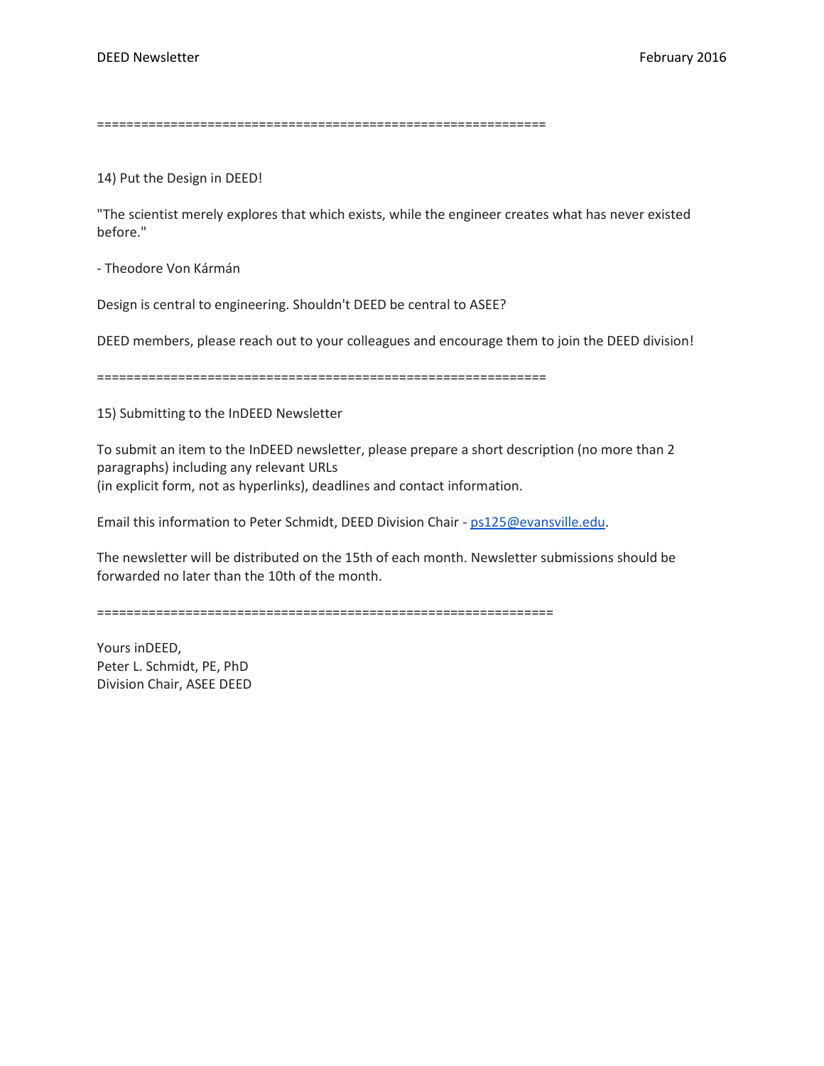==============================================================

## 14) Put the Design in DEED!

"The scientist merely explores that which exists, while the engineer creates what has never existed before."

- Theodore Von Kármán

Design is central to engineering. Shouldn't DEED be central to ASEE?

DEED members, please reach out to your colleagues and encourage them to join the DEED division!

==============================================================

## 15) Submitting to the InDEED Newsletter

To submit an item to the InDEED newsletter, please prepare a short description (no more than 2 paragraphs) including any relevant URLs
(in explicit form, not as hyperlinks), deadlines and contact information.

Email this information to Peter Schmidt, DEED Division Chair - ps125@evansville.edu.

The newsletter will be distributed on the 15th of each month. Newsletter submissions should be forwarded no later than the 10th of the month.

==============================================================

Yours inDEED,
Peter L. Schmidt, PE, PhD
Division Chair, ASEE DEED